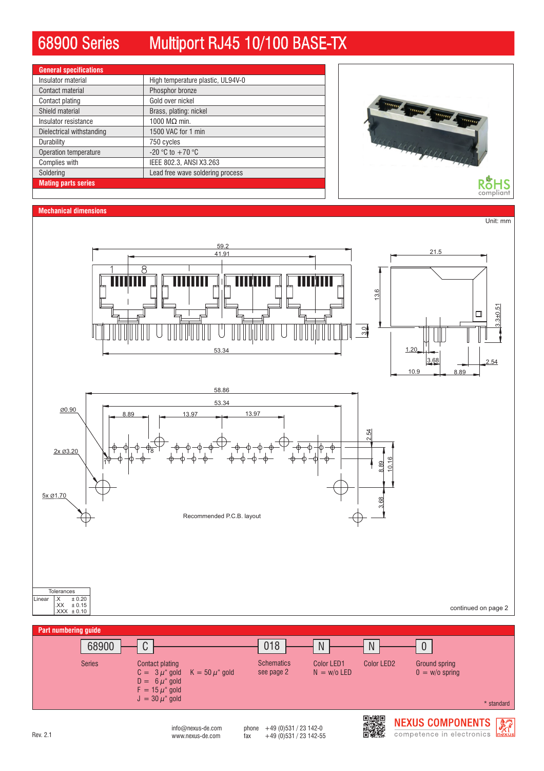# 68900 Series Multiport RJ45 10/100 BASE-TX

| General specifications | |
|---|---|
| Insulator material | High temperature plastic, UL94V-0 |
| Contact material | Phosphor bronze |
| Contact plating | Gold over nickel |
| Shield material | Brass, plating: nickel |
| Insulator resistance | 1000 MΩ min. |
| Dielectrical withstanding | 1500 VAC for 1 min |
| Durability | 750 cycles |
| Operation temperature | -20 °C to +70 °C |
| Complies with | IEEE 802.3, ANSI X3.263 |
| Soldering | Lead free wave soldering process |
| **Mating parts series** | |

RoHS compliant

## Mechanical dimensions

Unit: mm

59.2, 41.91, 53.34, 13.6, 3.0, 21.5, 3.3±0.51, 1.20, 3.68, 2.54, 10.9, 8.89

58.86, 53.34, 8.89, 13.97, 13.97, Ø0.90, 2x Ø3.20, 5x Ø1.70, 2.54, 8.89, 10.16, 3.68

Recommended P.C.B. layout

| Tolerances | | |
|---|---|---|
| Linear | .X | ± 0.20 |
| | .XX | ± 0.15 |
| | .XXX | ± 0.10 |

continued on page 2

## Part numbering guide

| 68900 | C | 018 | N | N | 0 |
|---|---|---|---|---|---|
| Series | Contact plating<br>C = 3 µ" gold K = 50 µ" gold<br>D = 6 µ" gold<br>F = 15 µ" gold<br>J = 30 µ" gold | Schematics<br>see page 2 | Color LED1<br>N = w/o LED | Color LED2 | Ground spring<br>0 = w/o spring |

\* standard

Rev. 2.1

info@nexus-de.com
www.nexus-de.com

phone +49 (0)531 / 23 142-0
fax +49 (0)531 / 23 142-55

NEXUS COMPONENTS
competence in electronics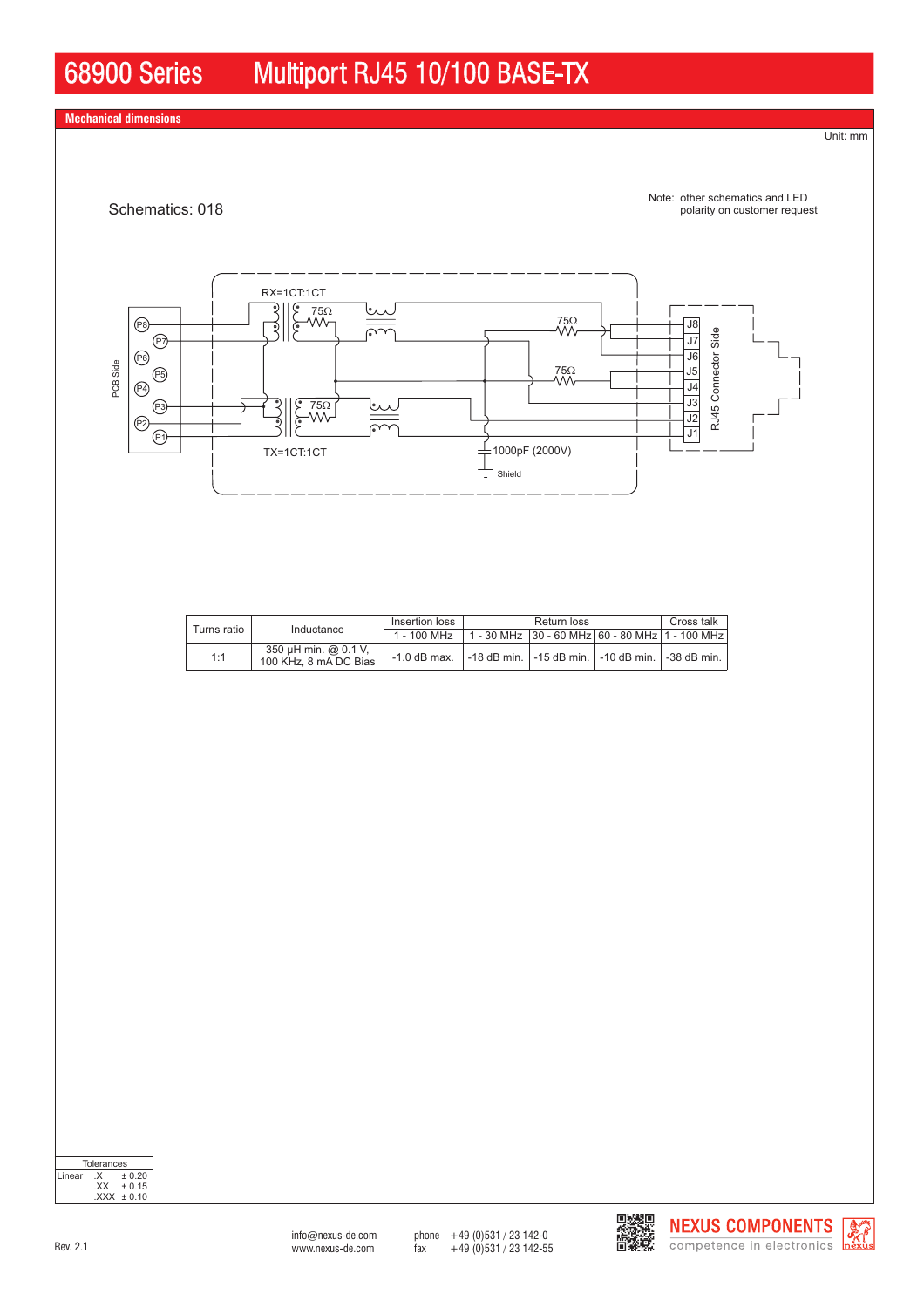# 68900 Series Multiport RJ45 10/100 BASE-TX

## Mechanical dimensions

Unit: mm

Schematics: 018

Note: other schematics and LED polarity on customer request

RX=1CT:1CT

75Ω

75Ω

75Ω

75Ω

TX=1CT:1CT

1000pF (2000V)

Shield

PCB Side

P8 P7 P6 P5 P4 P3 P2 P1

RJ45 Connector Side

J8 J7 J6 J5 J4 J3 J2 J1

| Turns ratio | Inductance | Insertion loss | Return loss | | | Cross talk |
|---|---|---|---|---|---|---|
| | | 1 - 100 MHz | 1 - 30 MHz | 30 - 60 MHz | 60 - 80 MHz | 1 - 100 MHz |
| 1:1 | 350 µH min. @ 0.1 V, 100 KHz, 8 mA DC Bias | -1.0 dB max. | -18 dB min. | -15 dB min. | -10 dB min. | -38 dB min. |

| Tolerances | | |
|---|---|---|
| Linear | .X | ± 0.20 |
| | .XX | ± 0.15 |
| | .XXX | ± 0.10 |

Rev. 2.1

info@nexus-de.com
www.nexus-de.com

phone +49 (0)531 / 23 142-0
fax +49 (0)531 / 23 142-55

NEXUS COMPONENTS
competence in electronics